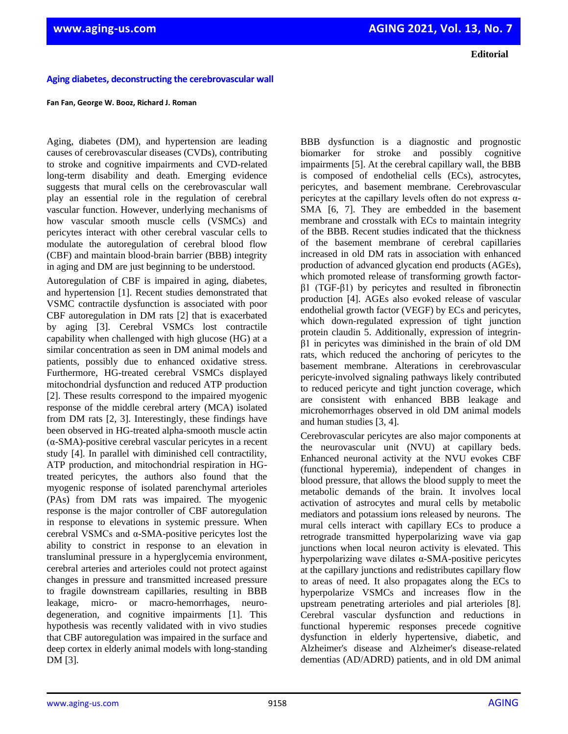**Editorial**

# Aging diabetes, deconstructing the cerebrovascular wall

**Fan Fan, George W. Booz, Richard J. Roman**

Aging, diabetes (DM), and hypertension are leading causes of cerebrovascular diseases (CVDs), contributing to stroke and cognitive impairments and CVD-related long-term disability and death. Emerging evidence suggests that mural cells on the cerebrovascular wall play an essential role in the regulation of cerebral vascular function. However, underlying mechanisms of how vascular smooth muscle cells (VSMCs) and pericytes interact with other cerebral vascular cells to modulate the autoregulation of cerebral blood flow (CBF) and maintain blood-brain barrier (BBB) integrity in aging and DM are just beginning to be understood.

Autoregulation of CBF is impaired in aging, diabetes, and hypertension [1]. Recent studies demonstrated that VSMC contractile dysfunction is associated with poor CBF autoregulation in DM rats [2] that is exacerbated by aging [3]. Cerebral VSMCs lost contractile capability when challenged with high glucose (HG) at a similar concentration as seen in DM animal models and patients, possibly due to enhanced oxidative stress. Furthermore, HG-treated cerebral VSMCs displayed mitochondrial dysfunction and reduced ATP production [2]. These results correspond to the impaired myogenic response of the middle cerebral artery (MCA) isolated from DM rats [2, 3]. Interestingly, these findings have been observed in HG-treated alpha-smooth muscle actin (α-SMA)-positive cerebral vascular pericytes in a recent study [4]. In parallel with diminished cell contractility, ATP production, and mitochondrial respiration in HG-treated pericytes, the authors also found that the myogenic response of isolated parenchymal arterioles (PAs) from DM rats was impaired. The myogenic response is the major controller of CBF autoregulation in response to elevations in systemic pressure. When cerebral VSMCs and α-SMA-positive pericytes lost the ability to constrict in response to an elevation in transluminal pressure in a hyperglycemia environment, cerebral arteries and arterioles could not protect against changes in pressure and transmitted increased pressure to fragile downstream capillaries, resulting in BBB leakage, micro- or macro-hemorrhages, neuro-degeneration, and cognitive impairments [1]. This hypothesis was recently validated with in vivo studies that CBF autoregulation was impaired in the surface and deep cortex in elderly animal models with long-standing DM [3].

BBB dysfunction is a diagnostic and prognostic biomarker for stroke and possibly cognitive impairments [5]. At the cerebral capillary wall, the BBB is composed of endothelial cells (ECs), astrocytes, pericytes, and basement membrane. Cerebrovascular pericytes at the capillary levels often do not express α-SMA [6, 7]. They are embedded in the basement membrane and crosstalk with ECs to maintain integrity of the BBB. Recent studies indicated that the thickness of the basement membrane of cerebral capillaries increased in old DM rats in association with enhanced production of advanced glycation end products (AGEs), which promoted release of transforming growth factor-β1 (TGF-β1) by pericytes and resulted in fibronectin production [4]. AGEs also evoked release of vascular endothelial growth factor (VEGF) by ECs and pericytes, which down-regulated expression of tight junction protein claudin 5. Additionally, expression of integrin-β1 in pericytes was diminished in the brain of old DM rats, which reduced the anchoring of pericytes to the basement membrane. Alterations in cerebrovascular pericyte-involved signaling pathways likely contributed to reduced pericyte and tight junction coverage, which are consistent with enhanced BBB leakage and microhemorrhages observed in old DM animal models and human studies [3, 4].

Cerebrovascular pericytes are also major components at the neurovascular unit (NVU) at capillary beds. Enhanced neuronal activity at the NVU evokes CBF (functional hyperemia), independent of changes in blood pressure, that allows the blood supply to meet the metabolic demands of the brain. It involves local activation of astrocytes and mural cells by metabolic mediators and potassium ions released by neurons. The mural cells interact with capillary ECs to produce a retrograde transmitted hyperpolarizing wave via gap junctions when local neuron activity is elevated. This hyperpolarizing wave dilates α-SMA-positive pericytes at the capillary junctions and redistributes capillary flow to areas of need. It also propagates along the ECs to hyperpolarize VSMCs and increases flow in the upstream penetrating arterioles and pial arterioles [8]. Cerebral vascular dysfunction and reductions in functional hyperemic responses precede cognitive dysfunction in elderly hypertensive, diabetic, and Alzheimer's disease and Alzheimer's disease-related dementias (AD/ADRD) patients, and in old DM animal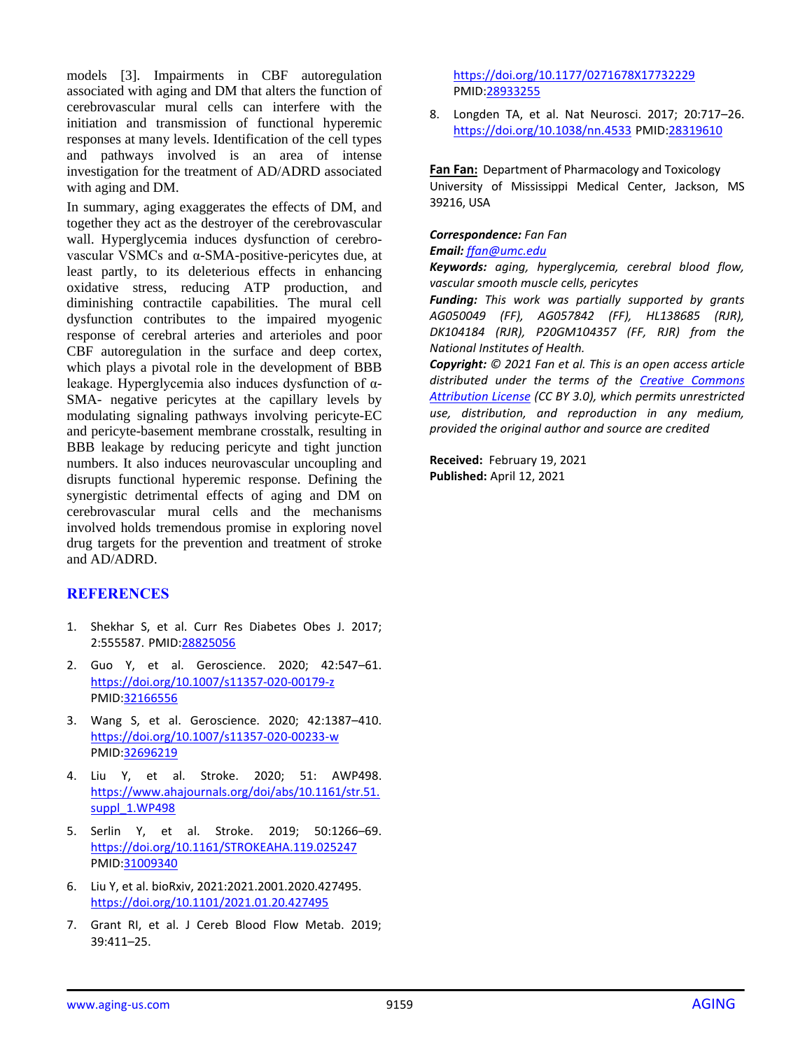models [3]. Impairments in CBF autoregulation associated with aging and DM that alters the function of cerebrovascular mural cells can interfere with the initiation and transmission of functional hyperemic responses at many levels. Identification of the cell types and pathways involved is an area of intense investigation for the treatment of AD/ADRD associated with aging and DM.

In summary, aging exaggerates the effects of DM, and together they act as the destroyer of the cerebrovascular wall. Hyperglycemia induces dysfunction of cerebrovascular VSMCs and α-SMA-positive-pericytes due, at least partly, to its deleterious effects in enhancing oxidative stress, reducing ATP production, and diminishing contractile capabilities. The mural cell dysfunction contributes to the impaired myogenic response of cerebral arteries and arterioles and poor CBF autoregulation in the surface and deep cortex, which plays a pivotal role in the development of BBB leakage. Hyperglycemia also induces dysfunction of α-SMA- negative pericytes at the capillary levels by modulating signaling pathways involving pericyte-EC and pericyte-basement membrane crosstalk, resulting in BBB leakage by reducing pericyte and tight junction numbers. It also induces neurovascular uncoupling and disrupts functional hyperemic response. Defining the synergistic detrimental effects of aging and DM on cerebrovascular mural cells and the mechanisms involved holds tremendous promise in exploring novel drug targets for the prevention and treatment of stroke and AD/ADRD.

## REFERENCES

1. Shekhar S, et al. Curr Res Diabetes Obes J. 2017; 2:555587. PMID:28825056
2. Guo Y, et al. Geroscience. 2020; 42:547–61. https://doi.org/10.1007/s11357-020-00179-z PMID:32166556
3. Wang S, et al. Geroscience. 2020; 42:1387–410. https://doi.org/10.1007/s11357-020-00233-w PMID:32696219
4. Liu Y, et al. Stroke. 2020; 51: AWP498. https://www.ahajournals.org/doi/abs/10.1161/str.51.suppl_1.WP498
5. Serlin Y, et al. Stroke. 2019; 50:1266–69. https://doi.org/10.1161/STROKEAHA.119.025247 PMID:31009340
6. Liu Y, et al. bioRxiv, 2021:2021.2001.2020.427495. https://doi.org/10.1101/2021.01.20.427495
7. Grant RI, et al. J Cereb Blood Flow Metab. 2019; 39:411–25. https://doi.org/10.1177/0271678X17732229 PMID:28933255
8. Longden TA, et al. Nat Neurosci. 2017; 20:717–26. https://doi.org/10.1038/nn.4533 PMID:28319610

**Fan Fan:** Department of Pharmacology and Toxicology University of Mississippi Medical Center, Jackson, MS 39216, USA

***Correspondence:*** *Fan Fan*
***Email:*** *ffan@umc.edu*
***Keywords:*** *aging, hyperglycemia, cerebral blood flow, vascular smooth muscle cells, pericytes*
***Funding:*** *This work was partially supported by grants AG050049 (FF), AG057842 (FF), HL138685 (RJR), DK104184 (RJR), P20GM104357 (FF, RJR) from the National Institutes of Health.*
***Copyright:*** *© 2021 Fan et al. This is an open access article distributed under the terms of the Creative Commons Attribution License (CC BY 3.0), which permits unrestricted use, distribution, and reproduction in any medium, provided the original author and source are credited*

**Received:** February 19, 2021
**Published:** April 12, 2021